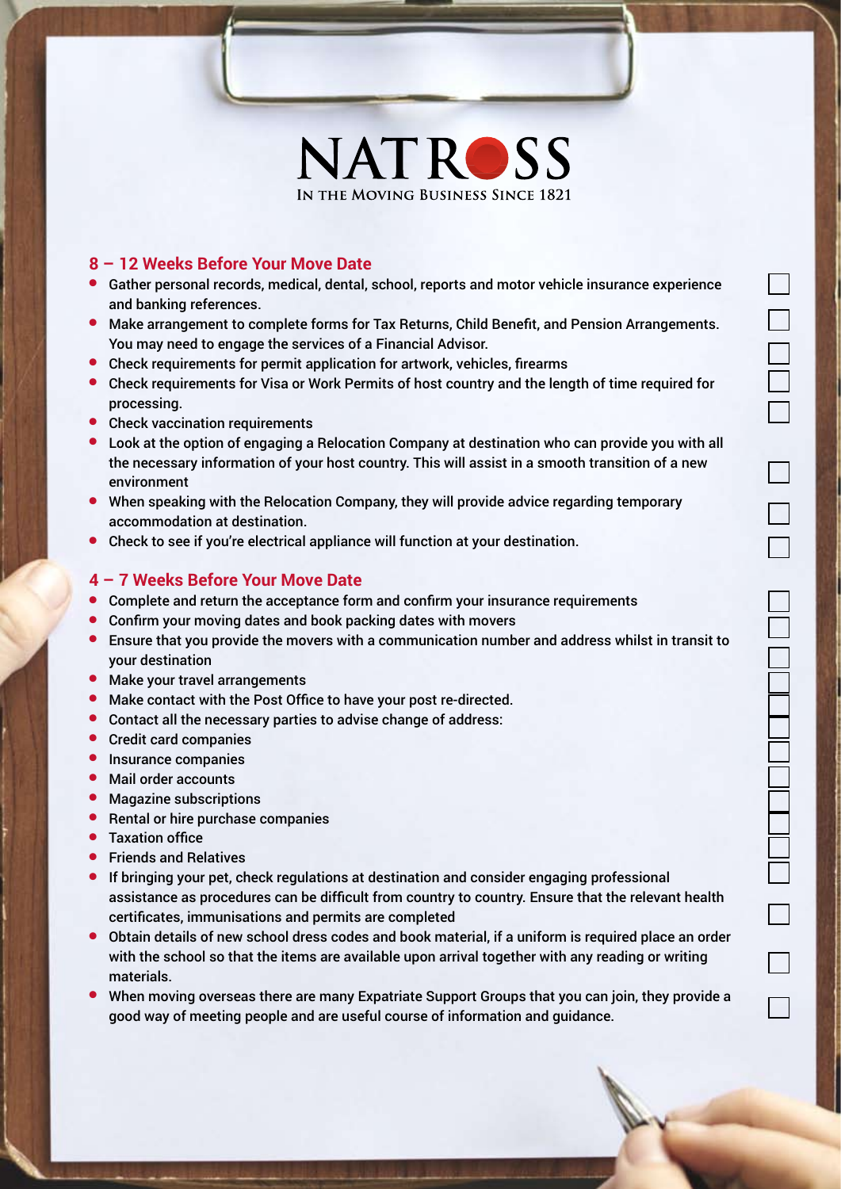# NATROSS

IN THE MOVING BUSINESS SINCE 1821

## 8 – 12 Weeks Before Your Move Date

- Gather personal records, medical, dental, school, reports and motor vehicle insurance experience and banking references.
- Make arrangement to complete forms for Tax Returns, Child Benefit, and Pension Arrangements. You may need to engage the services of a Financial Advisor.
- Check requirements for permit application for artwork, vehicles, firearms
- Check requirements for Visa or Work Permits of host country and the length of time required for processing.
- Check vaccination requirements
- Look at the option of engaging a Relocation Company at destination who can provide you with all the necessary information of your host country. This will assist in a smooth transition of a new environment
- When speaking with the Relocation Company, they will provide advice regarding temporary accommodation at destination.
- Check to see if you're electrical appliance will function at your destination.

## 4 – 7 Weeks Before Your Move Date

- Complete and return the acceptance form and confirm your insurance requirements
- Confirm your moving dates and book packing dates with movers
- Ensure that you provide the movers with a communication number and address whilst in transit to your destination
- Make your travel arrangements
- Make contact with the Post Office to have your post re-directed.
- Contact all the necessary parties to advise change of address:
- Credit card companies
- Insurance companies
- Mail order accounts
- Magazine subscriptions
- Rental or hire purchase companies
- Taxation office
- Friends and Relatives
- If bringing your pet, check regulations at destination and consider engaging professional assistance as procedures can be difficult from country to country. Ensure that the relevant health certificates, immunisations and permits are completed
- Obtain details of new school dress codes and book material, if a uniform is required place an order with the school so that the items are available upon arrival together with any reading or writing materials.
- When moving overseas there are many Expatriate Support Groups that you can join, they provide a good way of meeting people and are useful course of information and guidance.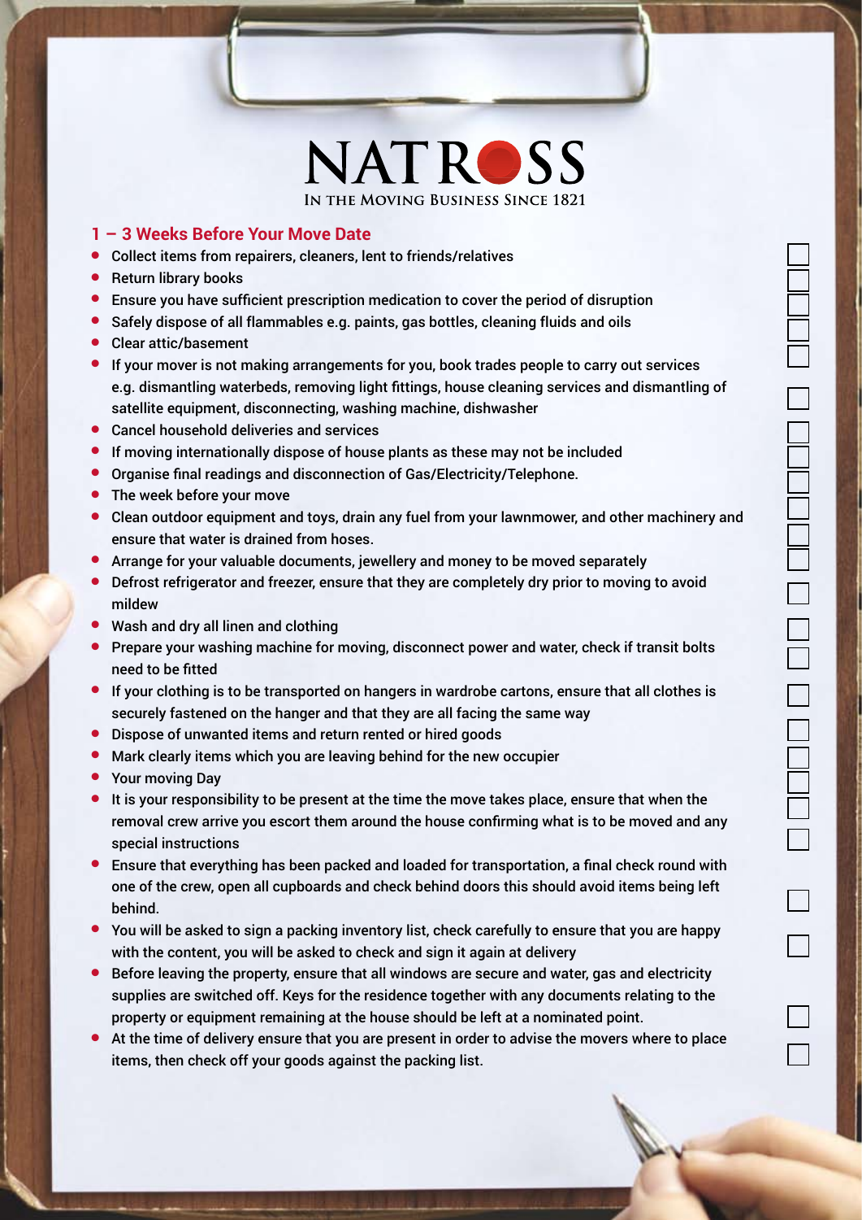NATROSS

In the Moving Business Since 1821

## 1 – 3 Weeks Before Your Move Date

- Collect items from repairers, cleaners, lent to friends/relatives
- Return library books
- Ensure you have sufficient prescription medication to cover the period of disruption
- Safely dispose of all flammables e.g. paints, gas bottles, cleaning fluids and oils
- Clear attic/basement
- If your mover is not making arrangements for you, book trades people to carry out services e.g. dismantling waterbeds, removing light fittings, house cleaning services and dismantling of satellite equipment, disconnecting, washing machine, dishwasher
- Cancel household deliveries and services
- If moving internationally dispose of house plants as these may not be included
- Organise final readings and disconnection of Gas/Electricity/Telephone.
- The week before your move
- Clean outdoor equipment and toys, drain any fuel from your lawnmower, and other machinery and ensure that water is drained from hoses.
- Arrange for your valuable documents, jewellery and money to be moved separately
- Defrost refrigerator and freezer, ensure that they are completely dry prior to moving to avoid mildew
- Wash and dry all linen and clothing
- Prepare your washing machine for moving, disconnect power and water, check if transit bolts need to be fitted
- If your clothing is to be transported on hangers in wardrobe cartons, ensure that all clothes is securely fastened on the hanger and that they are all facing the same way
- Dispose of unwanted items and return rented or hired goods
- Mark clearly items which you are leaving behind for the new occupier
- Your moving Day
- It is your responsibility to be present at the time the move takes place, ensure that when the removal crew arrive you escort them around the house confirming what is to be moved and any special instructions
- Ensure that everything has been packed and loaded for transportation, a final check round with one of the crew, open all cupboards and check behind doors this should avoid items being left behind.
- You will be asked to sign a packing inventory list, check carefully to ensure that you are happy with the content, you will be asked to check and sign it again at delivery
- Before leaving the property, ensure that all windows are secure and water, gas and electricity supplies are switched off. Keys for the residence together with any documents relating to the property or equipment remaining at the house should be left at a nominated point.
- At the time of delivery ensure that you are present in order to advise the movers where to place items, then check off your goods against the packing list.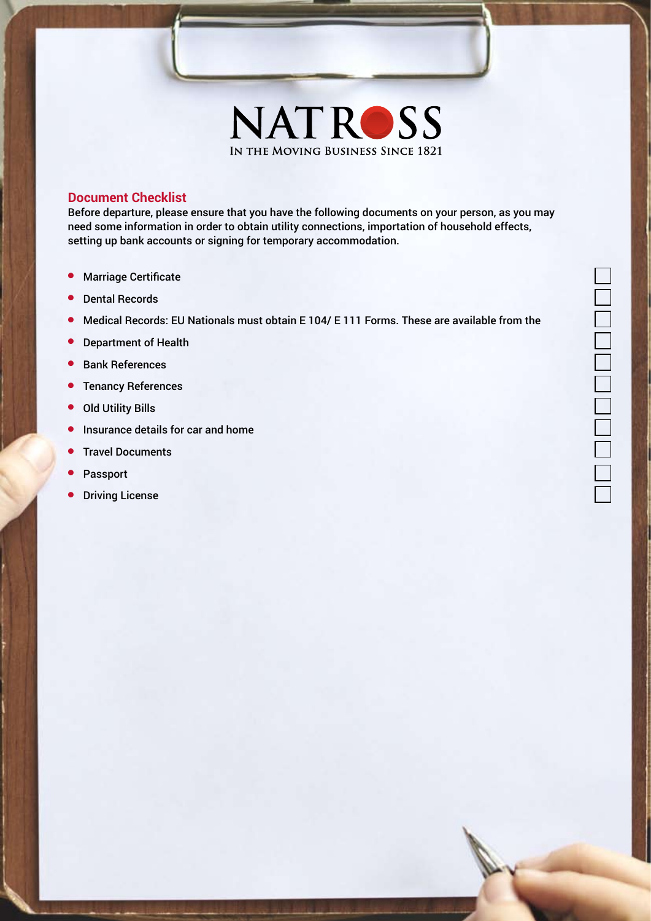NATROSS
IN THE MOVING BUSINESS SINCE 1821

## Document Checklist

**Before departure, please ensure that you have the following documents on your person, as you may need some information in order to obtain utility connections, importation of household effects, setting up bank accounts or signing for temporary accommodation.**

- Marriage Certificate ☐
- Dental Records ☐
- Medical Records: EU Nationals must obtain E 104/ E 111 Forms. These are available from the ☐
- Department of Health ☐
- Bank References ☐
- Tenancy References ☐
- Old Utility Bills ☐
- Insurance details for car and home ☐
- Travel Documents ☐
- Passport ☐
- Driving License ☐